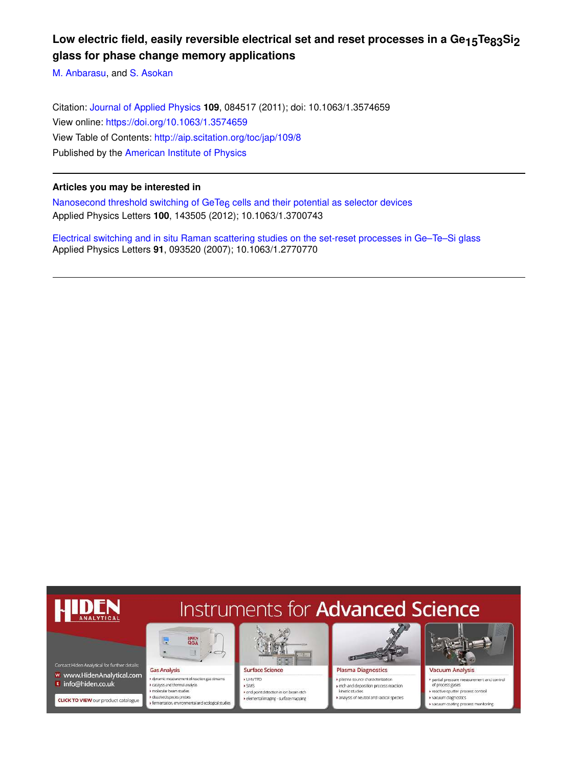# Low electric field, easily reversible electrical set and reset processes in a $Ge_{15}Te_{83}Si_2$ glass for phase change memory applications

M. Anbarasu, and S. Asokan

Citation: Journal of Applied Physics **109**, 084517 (2011); doi: 10.1063/1.3574659
View online: https://doi.org/10.1063/1.3574659
View Table of Contents: http://aip.scitation.org/toc/jap/109/8
Published by the American Institute of Physics

## Articles you may be interested in

Nanosecond threshold switching of $GeTe_6$ cells and their potential as selector devices
Applied Physics Letters **100**, 143505 (2012); 10.1063/1.3700743

Electrical switching and in situ Raman scattering studies on the set-reset processes in Ge–Te–Si glass
Applied Physics Letters **91**, 093520 (2007); 10.1063/1.2770770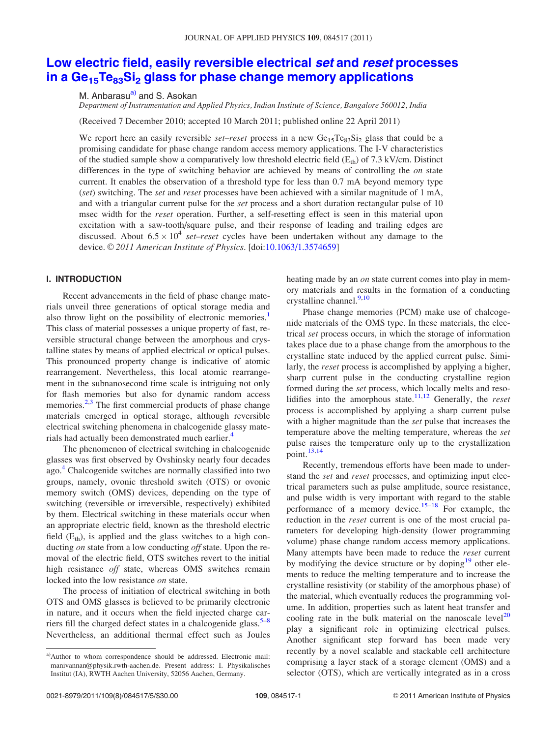# Low electric field, easily reversible electrical *set* and *reset* processes in a $Ge_{15}Te_{83}Si_2$ glass for phase change memory applications

M. Anbarasu[a)] and S. Asokan

*Department of Instrumentation and Applied Physics, Indian Institute of Science, Bangalore 560012, India*

(Received 7 December 2010; accepted 10 March 2011; published online 22 April 2011)

We report here an easily reversible *set–reset* process in a new $Ge_{15}Te_{83}Si_2$ glass that could be a promising candidate for phase change random access memory applications. The I-V characteristics of the studied sample show a comparatively low threshold electric field ($E_{th}$) of 7.3 kV/cm. Distinct differences in the type of switching behavior are achieved by means of controlling the *on* state current. It enables the observation of a threshold type for less than 0.7 mA beyond memory type (*set*) switching. The *set* and *reset* processes have been achieved with a similar magnitude of 1 mA, and with a triangular current pulse for the *set* process and a short duration rectangular pulse of 10 msec width for the *reset* operation. Further, a self-resetting effect is seen in this material upon excitation with a saw-tooth/square pulse, and their response of leading and trailing edges are discussed. About $6.5 \times 10^4$ *set–reset* cycles have been undertaken without any damage to the device. © *2011 American Institute of Physics*. [doi:10.1063/1.3574659]

## I. INTRODUCTION

Recent advancements in the field of phase change materials unveil three generations of optical storage media and also throw light on the possibility of electronic memories.[1] This class of material possesses a unique property of fast, reversible structural change between the amorphous and crystalline states by means of applied electrical or optical pulses. This pronounced property change is indicative of atomic rearrangement. Nevertheless, this local atomic rearrangement in the subnanosecond time scale is intriguing not only for flash memories but also for dynamic random access memories.[2,3] The first commercial products of phase change materials emerged in optical storage, although reversible electrical switching phenomena in chalcogenide glassy materials had actually been demonstrated much earlier.[4]

The phenomenon of electrical switching in chalcogenide glasses was first observed by Ovshinsky nearly four decades ago.[4] Chalcogenide switches are normally classified into two groups, namely, ovonic threshold switch (OTS) or ovonic memory switch (OMS) devices, depending on the type of switching (reversible or irreversible, respectively) exhibited by them. Electrical switching in these materials occur when an appropriate electric field, known as the threshold electric field ($E_{th}$), is applied and the glass switches to a high conducting *on* state from a low conducting *off* state. Upon the removal of the electric field, OTS switches revert to the initial high resistance *off* state, whereas OMS switches remain locked into the low resistance *on* state.

The process of initiation of electrical switching in both OTS and OMS glasses is believed to be primarily electronic in nature, and it occurs when the field injected charge carriers fill the charged defect states in a chalcogenide glass.[5–8] Nevertheless, an additional thermal effect such as Joules heating made by an *on* state current comes into play in memory materials and results in the formation of a conducting crystalline channel.[9,10]

Phase change memories (PCM) make use of chalcogenide materials of the OMS type. In these materials, the electrical *set* process occurs, in which the storage of information takes place due to a phase change from the amorphous to the crystalline state induced by the applied current pulse. Similarly, the *reset* process is accomplished by applying a higher, sharp current pulse in the conducting crystalline region formed during the *set* process, which locally melts and resolidifies into the amorphous state.[11,12] Generally, the *reset* process is accomplished by applying a sharp current pulse with a higher magnitude than the *set* pulse that increases the temperature above the melting temperature, whereas the *set* pulse raises the temperature only up to the crystallization point.[13,14]

Recently, tremendous efforts have been made to understand the *set* and *reset* processes, and optimizing input electrical parameters such as pulse amplitude, source resistance, and pulse width is very important with regard to the stable performance of a memory device.[15–18] For example, the reduction in the *reset* current is one of the most crucial parameters for developing high-density (lower programming volume) phase change random access memory applications. Many attempts have been made to reduce the *reset* current by modifying the device structure or by doping[19] other elements to reduce the melting temperature and to increase the crystalline resistivity (or stability of the amorphous phase) of the material, which eventually reduces the programming volume. In addition, properties such as latent heat transfer and cooling rate in the bulk material on the nanoscale level[20] play a significant role in optimizing electrical pulses. Another significant step forward has been made very recently by a novel scalable and stackable cell architecture comprising a layer stack of a storage element (OMS) and a selector (OTS), which are vertically integrated as in a cross

[a)]Author to whom correspondence should be addressed. Electronic mail: manivannan@physik.rwth-aachen.de. Present address: I. Physikalisches Institut (IA), RWTH Aachen University, 52056 Aachen, Germany.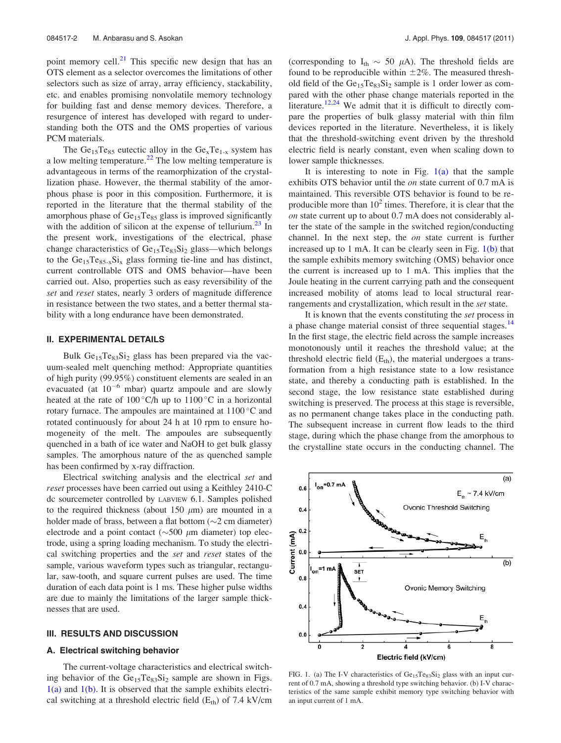point memory cell.[21] This specific new design that has an OTS element as a selector overcomes the limitations of other selectors such as size of array, array efficiency, stackability, etc. and enables promising nonvolatile memory technology for building fast and dense memory devices. Therefore, a resurgence of interest has developed with regard to understanding both the OTS and the OMS properties of various PCM materials.

The $Ge_{15}Te_{85}$ eutectic alloy in the $Ge_xTe_{1-x}$ system has a low melting temperature.[22] The low melting temperature is advantageous in terms of the reamorphization of the crystallization phase. However, the thermal stability of the amorphous phase is poor in this composition. Furthermore, it is reported in the literature that the thermal stability of the amorphous phase of $Ge_{15}Te_{85}$ glass is improved significantly with the addition of silicon at the expense of tellurium.[23] In the present work, investigations of the electrical, phase change characteristics of $Ge_{15}Te_{83}Si_2$ glass—which belongs to the $Ge_{15}Te_{85-x}Si_x$ glass forming tie-line and has distinct, current controllable OTS and OMS behavior—have been carried out. Also, properties such as easy reversibility of the *set* and *reset* states, nearly 3 orders of magnitude difference in resistance between the two states, and a better thermal stability with a long endurance have been demonstrated.

## II. EXPERIMENTAL DETAILS

Bulk $Ge_{15}Te_{83}Si_2$ glass has been prepared via the vacuum-sealed melt quenching method: Appropriate quantities of high purity (99.95%) constituent elements are sealed in an evacuated (at $10^{-6}$ mbar) quartz ampoule and are slowly heated at the rate of 100 °C/h up to 1100 °C in a horizontal rotary furnace. The ampoules are maintained at 1100 °C and rotated continuously for about 24 h at 10 rpm to ensure homogeneity of the melt. The ampoules are subsequently quenched in a bath of ice water and NaOH to get bulk glassy samples. The amorphous nature of the as quenched sample has been confirmed by x-ray diffraction.

Electrical switching analysis and the electrical *set* and *reset* processes have been carried out using a Keithley 2410-C dc sourcemeter controlled by LABVIEW 6.1. Samples polished to the required thickness (about 150 $\mu$m) are mounted in a holder made of brass, between a flat bottom (~2 cm diameter) electrode and a point contact (~500 $\mu$m diameter) top electrode, using a spring loading mechanism. To study the electrical switching properties and the *set* and *reset* states of the sample, various waveform types such as triangular, rectangular, saw-tooth, and square current pulses are used. The time duration of each data point is 1 ms. These higher pulse widths are due to mainly the limitations of the larger sample thicknesses that are used.

## III. RESULTS AND DISCUSSION

### A. Electrical switching behavior

The current-voltage characteristics and electrical switching behavior of the $Ge_{15}Te_{83}Si_2$ sample are shown in Figs. 1(a) and 1(b). It is observed that the sample exhibits electrical switching at a threshold electric field ($E_{th}$) of 7.4 kV/cm (corresponding to $I_{th} \sim 50$ $\mu$A). The threshold fields are found to be reproducible within ±2%. The measured threshold field of the $Ge_{15}Te_{83}Si_2$ sample is 1 order lower as compared with the other phase change materials reported in the literature.[12,24] We admit that it is difficult to directly compare the properties of bulk glassy material with thin film devices reported in the literature. Nevertheless, it is likely that the threshold-switching event driven by the threshold electric field is nearly constant, even when scaling down to lower sample thicknesses.

It is interesting to note in Fig. 1(a) that the sample exhibits OTS behavior until the *on* state current of 0.7 mA is maintained. This reversible OTS behavior is found to be reproducible more than $10^2$ times. Therefore, it is clear that the *on* state current up to about 0.7 mA does not considerably alter the state of the sample in the switched region/conducting channel. In the next step, the *on* state current is further increased up to 1 mA. It can be clearly seen in Fig. 1(b) that the sample exhibits memory switching (OMS) behavior once the current is increased up to 1 mA. This implies that the Joule heating in the current carrying path and the consequent increased mobility of atoms lead to local structural rearrangements and crystallization, which result in the *set* state.

It is known that the events constituting the *set* process in a phase change material consist of three sequential stages.[14] In the first stage, the electric field across the sample increases monotonously until it reaches the threshold value; at the threshold electric field ($E_{th}$), the material undergoes a transformation from a high resistance state to a low resistance state, and thereby a conducting path is established. In the second stage, the low resistance state established during switching is preserved. The process at this stage is reversible, as no permanent change takes place in the conducting path. The subsequent increase in current flow leads to the third stage, during which the phase change from the amorphous to the crystalline state occurs in the conducting channel. The

FIG. 1. (a) The I-V characteristics of $Ge_{15}Te_{83}Si_2$ glass with an input current of 0.7 mA, showing a threshold type switching behavior. (b) I-V characteristics of the same sample exhibit memory type switching behavior with an input current of 1 mA.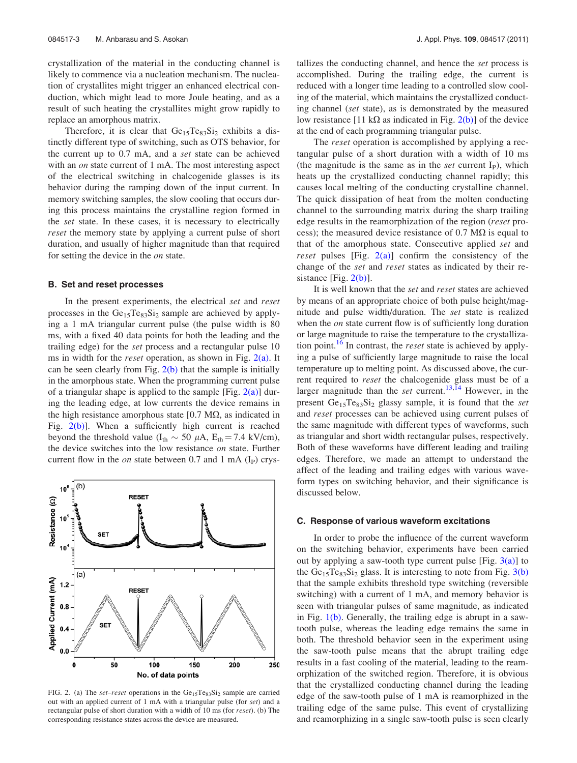crystallization of the material in the conducting channel is likely to commence via a nucleation mechanism. The nucleation of crystallites might trigger an enhanced electrical conduction, which might lead to more Joule heating, and as a result of such heating the crystallites might grow rapidly to replace an amorphous matrix.

Therefore, it is clear that $Ge_{15}Te_{83}Si_2$ exhibits a distinctly different type of switching, such as OTS behavior, for the current up to 0.7 mA, and a *set* state can be achieved with an *on* state current of 1 mA. The most interesting aspect of the electrical switching in chalcogenide glasses is its behavior during the ramping down of the input current. In memory switching samples, the slow cooling that occurs during this process maintains the crystalline region formed in the *set* state. In these cases, it is necessary to electrically *reset* the memory state by applying a current pulse of short duration, and usually of higher magnitude than that required for setting the device in the *on* state.

### B. Set and reset processes

In the present experiments, the electrical *set* and *reset* processes in the $Ge_{15}Te_{83}Si_2$ sample are achieved by applying a 1 mA triangular current pulse (the pulse width is 80 ms, with a fixed 40 data points for both the leading and the trailing edge) for the *set* process and a rectangular pulse 10 ms in width for the *reset* operation, as shown in Fig. 2(a). It can be seen clearly from Fig. 2(b) that the sample is initially in the amorphous state. When the programming current pulse of a triangular shape is applied to the sample [Fig. 2(a)] during the leading edge, at low currents the device remains in the high resistance amorphous state [0.7 MΩ, as indicated in Fig. 2(b)]. When a sufficiently high current is reached beyond the threshold value ($I_{th} \sim 50\ \mu A$, $E_{th} = 7.4$ kV/cm), the device switches into the low resistance *on* state. Further current flow in the *on* state between 0.7 and 1 mA ($I_P$) crystallizes the conducting channel, and hence the *set* process is accomplished. During the trailing edge, the current is reduced with a longer time leading to a controlled slow cooling of the material, which maintains the crystallized conducting channel (*set* state), as is demonstrated by the measured low resistance [11 kΩ as indicated in Fig. 2(b)] of the device at the end of each programming triangular pulse.

FIG. 2. (a) The *set–reset* operations in the $Ge_{15}Te_{83}Si_2$ sample are carried out with an applied current of 1 mA with a triangular pulse (for *set*) and a rectangular pulse of short duration with a width of 10 ms (for *reset*). (b) The corresponding resistance states across the device are measured.

The *reset* operation is accomplished by applying a rectangular pulse of a short duration with a width of 10 ms (the magnitude is the same as in the *set* current $I_P$), which heats up the crystallized conducting channel rapidly; this causes local melting of the conducting crystalline channel. The quick dissipation of heat from the molten conducting channel to the surrounding matrix during the sharp trailing edge results in the reamorphization of the region (*reset* process); the measured device resistance of 0.7 MΩ is equal to that of the amorphous state. Consecutive applied *set* and *reset* pulses [Fig. 2(a)] confirm the consistency of the change of the *set* and *reset* states as indicated by their resistance [Fig. 2(b)].

It is well known that the *set* and *reset* states are achieved by means of an appropriate choice of both pulse height/magnitude and pulse width/duration. The *set* state is realized when the *on* state current flow is of sufficiently long duration or large magnitude to raise the temperature to the crystallization point.[16] In contrast, the *reset* state is achieved by applying a pulse of sufficiently large magnitude to raise the local temperature up to melting point. As discussed above, the current required to *reset* the chalcogenide glass must be of a larger magnitude than the *set* current.[13,14] However, in the present $Ge_{15}Te_{83}Si_2$ glassy sample, it is found that the *set* and *reset* processes can be achieved using current pulses of the same magnitude with different types of waveforms, such as triangular and short width rectangular pulses, respectively. Both of these waveforms have different leading and trailing edges. Therefore, we made an attempt to understand the affect of the leading and trailing edges with various waveform types on switching behavior, and their significance is discussed below.

### C. Response of various waveform excitations

In order to probe the influence of the current waveform on the switching behavior, experiments have been carried out by applying a saw-tooth type current pulse [Fig. 3(a)] to the $Ge_{15}Te_{83}Si_2$ glass. It is interesting to note from Fig. 3(b) that the sample exhibits threshold type switching (reversible switching) with a current of 1 mA, and memory behavior is seen with triangular pulses of same magnitude, as indicated in Fig. 1(b). Generally, the trailing edge is abrupt in a saw-tooth pulse, whereas the leading edge remains the same in both. The threshold behavior seen in the experiment using the saw-tooth pulse means that the abrupt trailing edge results in a fast cooling of the material, leading to the reamorphization of the switched region. Therefore, it is obvious that the crystallized conducting channel during the leading edge of the saw-tooth pulse of 1 mA is reamorphized in the trailing edge of the same pulse. This event of crystallizing and reamorphizing in a single saw-tooth pulse is seen clearly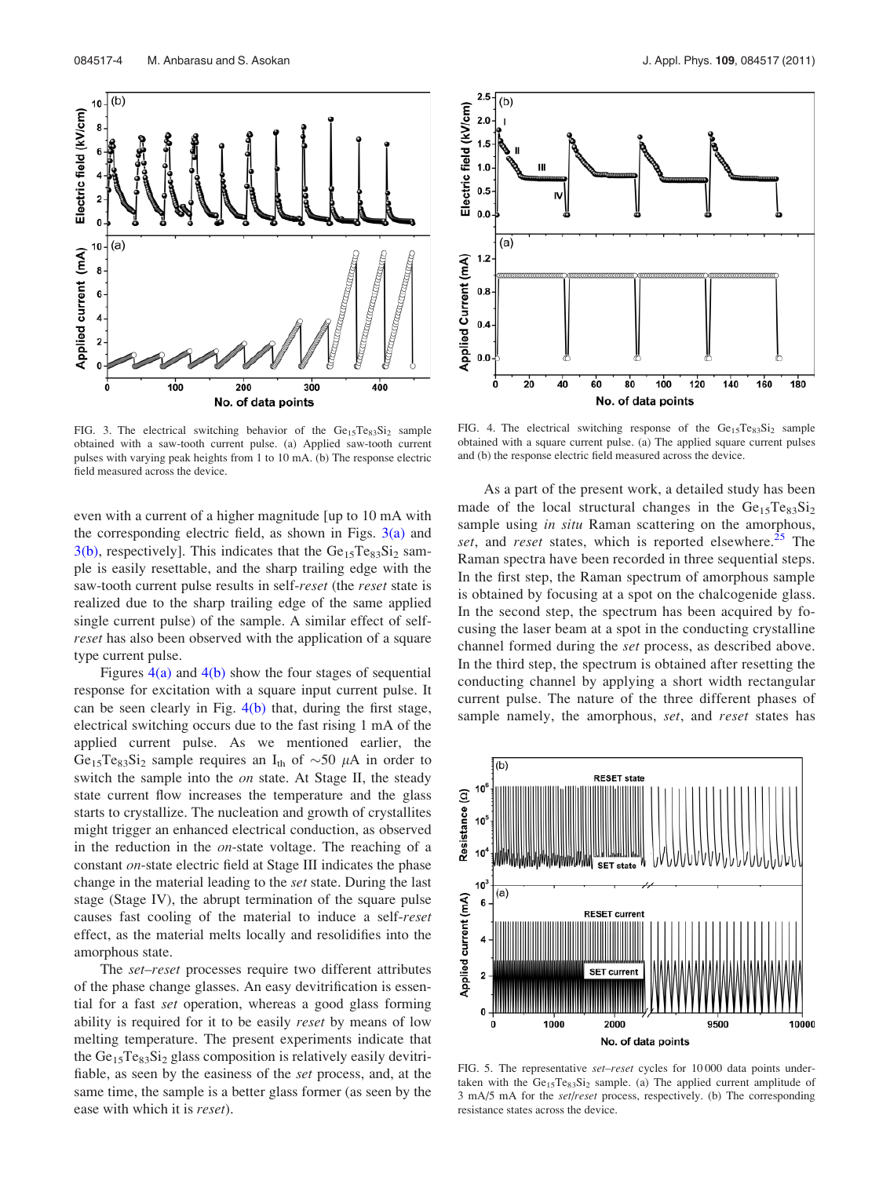FIG. 3. The electrical switching behavior of the $Ge_{15}Te_{83}Si_2$ sample obtained with a saw-tooth current pulse. (a) Applied saw-tooth current pulses with varying peak heights from 1 to 10 mA. (b) The response electric field measured across the device.

FIG. 4. The electrical switching response of the $Ge_{15}Te_{83}Si_2$ sample obtained with a square current pulse. (a) The applied square current pulses and (b) the response electric field measured across the device.

even with a current of a higher magnitude [up to 10 mA with the corresponding electric field, as shown in Figs. 3(a) and 3(b), respectively]. This indicates that the $Ge_{15}Te_{83}Si_2$ sample is easily resettable, and the sharp trailing edge with the saw-tooth current pulse results in self-*reset* (the *reset* state is realized due to the sharp trailing edge of the same applied single current pulse) of the sample. A similar effect of self-*reset* has also been observed with the application of a square type current pulse.

Figures 4(a) and 4(b) show the four stages of sequential response for excitation with a square input current pulse. It can be seen clearly in Fig. 4(b) that, during the first stage, electrical switching occurs due to the fast rising 1 mA of the applied current pulse. As we mentioned earlier, the $Ge_{15}Te_{83}Si_2$ sample requires an $I_{th}$ of $\sim$50 $\mu$A in order to switch the sample into the *on* state. At Stage II, the steady state current flow increases the temperature and the glass starts to crystallize. The nucleation and growth of crystallites might trigger an enhanced electrical conduction, as observed in the reduction in the *on*-state voltage. The reaching of a constant *on*-state electric field at Stage III indicates the phase change in the material leading to the *set* state. During the last stage (Stage IV), the abrupt termination of the square pulse causes fast cooling of the material to induce a self-*reset* effect, as the material melts locally and resolidifies into the amorphous state.

The *set*–*reset* processes require two different attributes of the phase change glasses. An easy devitrification is essential for a fast *set* operation, whereas a good glass forming ability is required for it to be easily *reset* by means of low melting temperature. The present experiments indicate that the $Ge_{15}Te_{83}Si_2$ glass composition is relatively easily devitrifiable, as seen by the easiness of the *set* process, and, at the same time, the sample is a better glass former (as seen by the ease with which it is *reset*).

As a part of the present work, a detailed study has been made of the local structural changes in the $Ge_{15}Te_{83}Si_2$ sample using *in situ* Raman scattering on the amorphous, *set*, and *reset* states, which is reported elsewhere.[25] The Raman spectra have been recorded in three sequential steps. In the first step, the Raman spectrum of amorphous sample is obtained by focusing at a spot on the chalcogenide glass. In the second step, the spectrum has been acquired by focusing the laser beam at a spot in the conducting crystalline channel formed during the *set* process, as described above. In the third step, the spectrum is obtained after resetting the conducting channel by applying a short width rectangular current pulse. The nature of the three different phases of sample namely, the amorphous, *set*, and *reset* states has

FIG. 5. The representative *set*–*reset* cycles for 10 000 data points undertaken with the $Ge_{15}Te_{83}Si_2$ sample. (a) The applied current amplitude of 3 mA/5 mA for the *set*/*reset* process, respectively. (b) The corresponding resistance states across the device.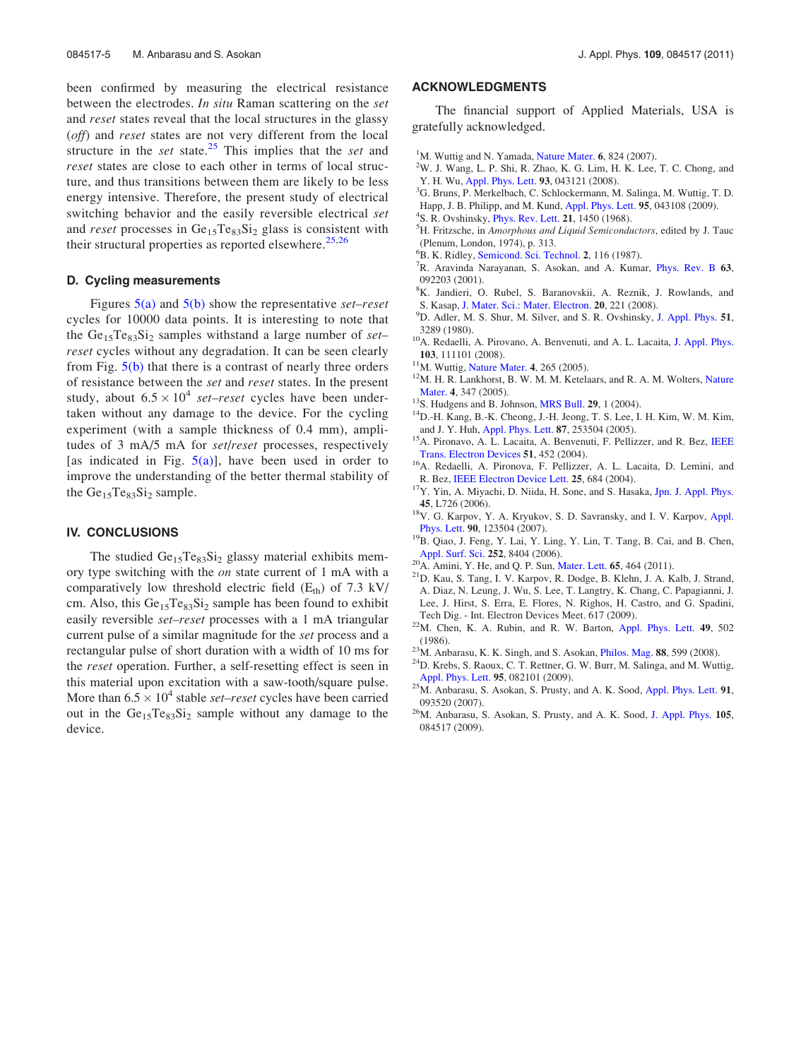been confirmed by measuring the electrical resistance between the electrodes. *In situ* Raman scattering on the *set* and *reset* states reveal that the local structures in the glassy (*off*) and *reset* states are not very different from the local structure in the *set* state.[25] This implies that the *set* and *reset* states are close to each other in terms of local structure, and thus transitions between them are likely to be less energy intensive. Therefore, the present study of electrical switching behavior and the easily reversible electrical *set* and *reset* processes in $Ge_{15}Te_{83}Si_2$ glass is consistent with their structural properties as reported elsewhere.[25,26]

### D. Cycling measurements

Figures 5(a) and 5(b) show the representative *set–reset* cycles for 10000 data points. It is interesting to note that the $Ge_{15}Te_{83}Si_2$ samples withstand a large number of *set–reset* cycles without any degradation. It can be seen clearly from Fig. 5(b) that there is a contrast of nearly three orders of resistance between the *set* and *reset* states. In the present study, about $6.5 \times 10^4$ *set–reset* cycles have been undertaken without any damage to the device. For the cycling experiment (with a sample thickness of 0.4 mm), amplitudes of 3 mA/5 mA for *set*/*reset* processes, respectively [as indicated in Fig. 5(a)], have been used in order to improve the understanding of the better thermal stability of the $Ge_{15}Te_{83}Si_2$ sample.

## IV. CONCLUSIONS

The studied $Ge_{15}Te_{83}Si_2$ glassy material exhibits memory type switching with the *on* state current of 1 mA with a comparatively low threshold electric field ($E_{th}$) of 7.3 kV/cm. Also, this $Ge_{15}Te_{83}Si_2$ sample has been found to exhibit easily reversible *set–reset* processes with a 1 mA triangular current pulse of a similar magnitude for the *set* process and a rectangular pulse of short duration with a width of 10 ms for the *reset* operation. Further, a self-resetting effect is seen in this material upon excitation with a saw-tooth/square pulse. More than $6.5 \times 10^4$ stable *set–reset* cycles have been carried out in the $Ge_{15}Te_{83}Si_2$ sample without any damage to the device.

## ACKNOWLEDGMENTS

The financial support of Applied Materials, USA is gratefully acknowledged.

[1]M. Wuttig and N. Yamada, Nature Mater. **6**, 824 (2007).
[2]W. J. Wang, L. P. Shi, R. Zhao, K. G. Lim, H. K. Lee, T. C. Chong, and Y. H. Wu, Appl. Phys. Lett. **93**, 043121 (2008).
[3]G. Bruns, P. Merkelbach, C. Schlockermann, M. Salinga, M. Wuttig, T. D. Happ, J. B. Philipp, and M. Kund, Appl. Phys. Lett. **95**, 043108 (2009).
[4]S. R. Ovshinsky, Phys. Rev. Lett. **21**, 1450 (1968).
[5]H. Fritzsche, in *Amorphous and Liquid Semiconductors*, edited by J. Tauc (Plenum, London, 1974), p. 313.
[6]B. K. Ridley, Semicond. Sci. Technol. **2**, 116 (1987).
[7]R. Aravinda Narayanan, S. Asokan, and A. Kumar, Phys. Rev. B **63**, 092203 (2001).
[8]K. Jandieri, O. Rubel, S. Baranovskii, A. Reznik, J. Rowlands, and S. Kasap, J. Mater. Sci.: Mater. Electron. **20**, 221 (2008).
[9]D. Adler, M. S. Shur, M. Silver, and S. R. Ovshinsky, J. Appl. Phys. **51**, 3289 (1980).
[10]A. Redaelli, A. Pirovano, A. Benvenuti, and A. L. Lacaita, J. Appl. Phys. **103**, 111101 (2008).
[11]M. Wuttig, Nature Mater. **4**, 265 (2005).
[12]M. H. R. Lankhorst, B. W. M. M. Ketelaars, and R. A. M. Wolters, Nature Mater. **4**, 347 (2005).
[13]S. Hudgens and B. Johnson, MRS Bull. **29**, 1 (2004).
[14]D.-H. Kang, B.-K. Cheong, J.-H. Jeong, T. S. Lee, I. H. Kim, W. M. Kim, and J. Y. Huh, Appl. Phys. Lett. **87**, 253504 (2005).
[15]A. Pironavo, A. L. Lacaita, A. Benvenuti, F. Pellizzer, and R. Bez, IEEE Trans. Electron Devices **51**, 452 (2004).
[16]A. Redaelli, A. Pironova, F. Pellizzer, A. L. Lacaita, D. Lemini, and R. Bez, IEEE Electron Device Lett. **25**, 684 (2004).
[17]Y. Yin, A. Miyachi, D. Niida, H. Sone, and S. Hasaka, Jpn. J. Appl. Phys. **45**, L726 (2006).
[18]V. G. Karpov, Y. A. Kryukov, S. D. Savransky, and I. V. Karpov, Appl. Phys. Lett. **90**, 123504 (2007).
[19]B. Qiao, J. Feng, Y. Lai, Y. Ling, Y. Lin, T. Tang, B. Cai, and B. Chen, Appl. Surf. Sci. **252**, 8404 (2006).
[20]A. Amini, Y. He, and Q. P. Sun, Mater. Lett. **65**, 464 (2011).
[21]D. Kau, S. Tang, I. V. Karpov, R. Dodge, B. Klehn, J. A. Kalb, J. Strand, A. Diaz, N. Leung, J. Wu, S. Lee, T. Langtry, K. Chang, C. Papagianni, J. Lee, J. Hirst, S. Erra, E. Flores, N. Righos, H. Castro, and G. Spadini, Tech Dig. - Int. Electron Devices Meet. 617 (2009).
[22]M. Chen, K. A. Rubin, and R. W. Barton, Appl. Phys. Lett. **49**, 502 (1986).
[23]M. Anbarasu, K. K. Singh, and S. Asokan, Philos. Mag. **88**, 599 (2008).
[24]D. Krebs, S. Raoux, C. T. Rettner, G. W. Burr, M. Salinga, and M. Wuttig, Appl. Phys. Lett. **95**, 082101 (2009).
[25]M. Anbarasu, S. Asokan, S. Prusty, and A. K. Sood, Appl. Phys. Lett. **91**, 093520 (2007).
[26]M. Anbarasu, S. Asokan, S. Prusty, and A. K. Sood, J. Appl. Phys. **105**, 084517 (2009).